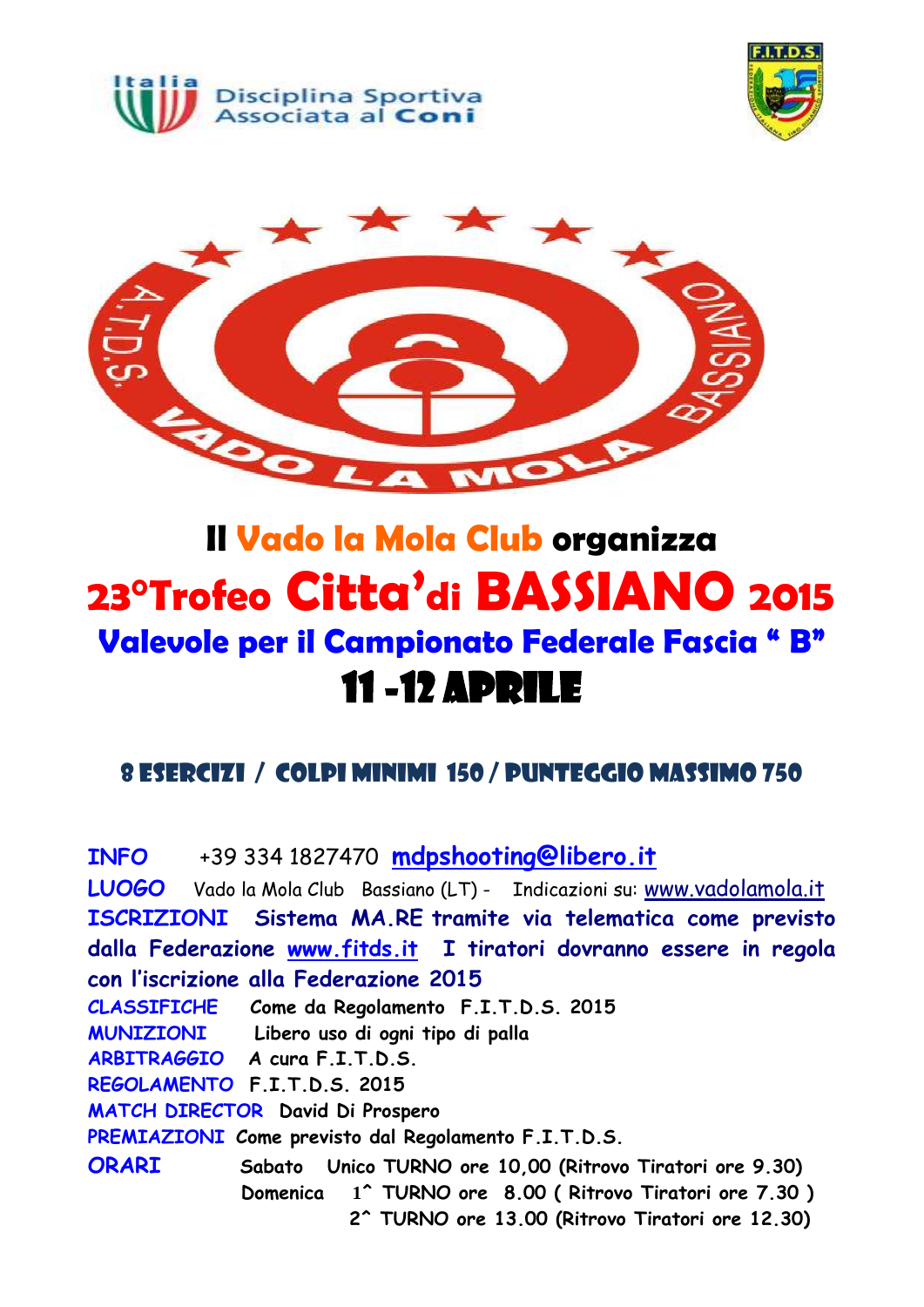Italia Disciplina Sportiva Associata al Coni

F.I.T.D.S.

A.T.D.S. VADO LA MOLA BASSIANO

# Il Vado la Mola Club organizza

# 23°Trofeo Citta'di BASSIANO 2015

## Valevole per il Campionato Federale Fascia " B"

# 11 -12 APRILE

### 8 ESERCIZI / COLPI MINIMI 150 / PUNTEGGIO MASSIMO 750

**INFO** +39 334 1827470 mdpshooting@libero.it

**LUOGO** Vado la Mola Club Bassiano (LT) - Indicazioni su: www.vadolamola.it

**ISCRIZIONI** Sistema MA.RE tramite via telematica come previsto dalla Federazione www.fitds.it I tiratori dovranno essere in regola con l'iscrizione alla Federazione 2015

**CLASSIFICHE** Come da Regolamento F.I.T.D.S. 2015

**MUNIZIONI** Libero uso di ogni tipo di palla

**ARBITRAGGIO** A cura F.I.T.D.S.

**REGOLAMENTO** F.I.T.D.S. 2015

**MATCH DIRECTOR** David Di Prospero

**PREMIAZIONI** Come previsto dal Regolamento F.I.T.D.S.

**ORARI**
- Sabato Unico TURNO ore 10,00 (Ritrovo Tiratori ore 9.30)
- Domenica 1^ TURNO ore 8.00 ( Ritrovo Tiratori ore 7.30 )
- 2^ TURNO ore 13.00 (Ritrovo Tiratori ore 12.30)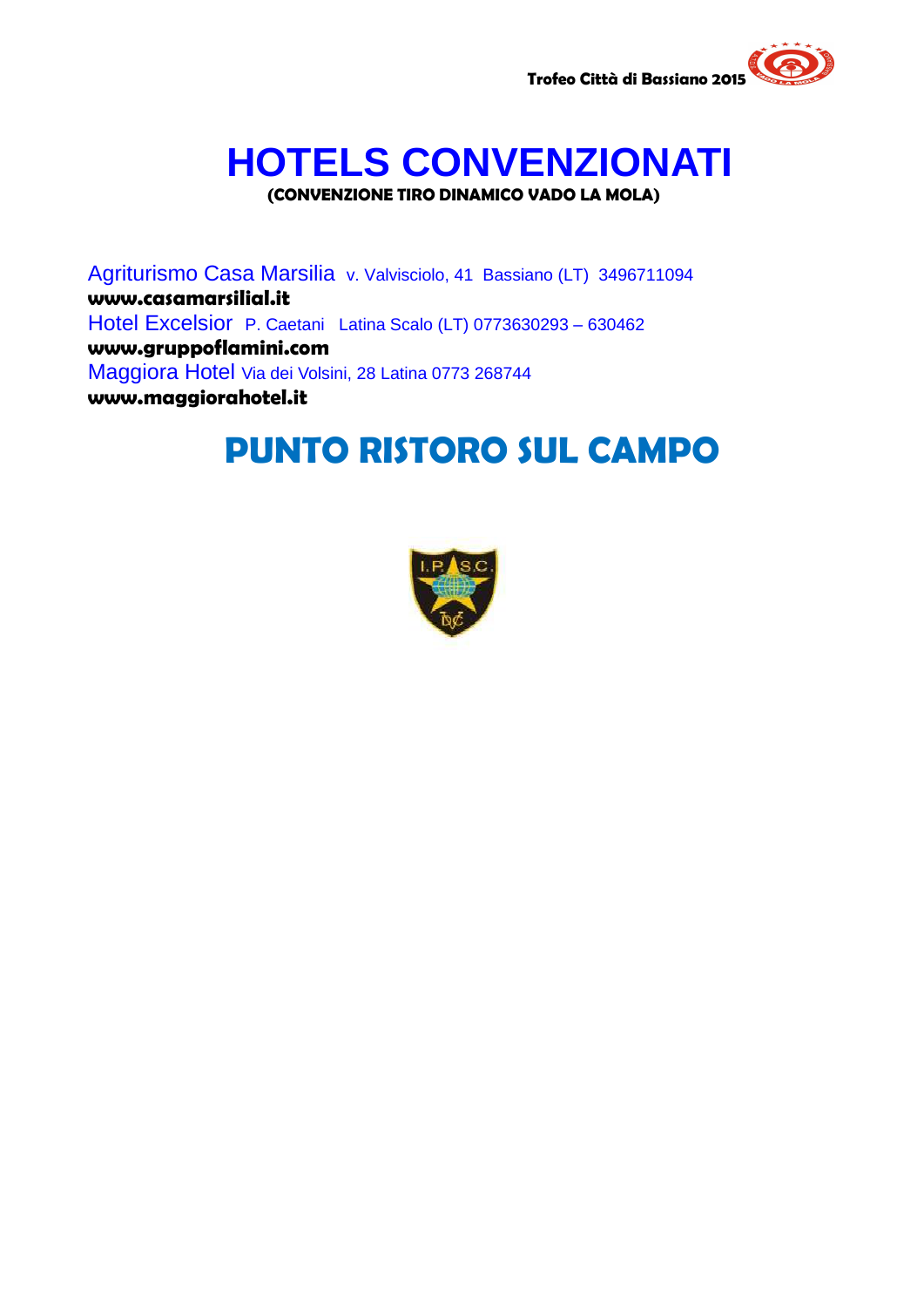# HOTELS CONVENZIONATI

**(CONVENZIONE TIRO DINAMICO VADO LA MOLA)**

Agriturismo Casa Marsilia v. Valvisciolo, 41 Bassiano (LT) 3496711094
**www.casamarsilial.it**
Hotel Excelsior P. Caetani Latina Scalo (LT) 0773630293 – 630462
**www.gruppoflamini.com**
Maggiora Hotel Via dei Volsini, 28 Latina 0773 268744
**www.maggiorahotel.it**

# PUNTO RISTORO SUL CAMPO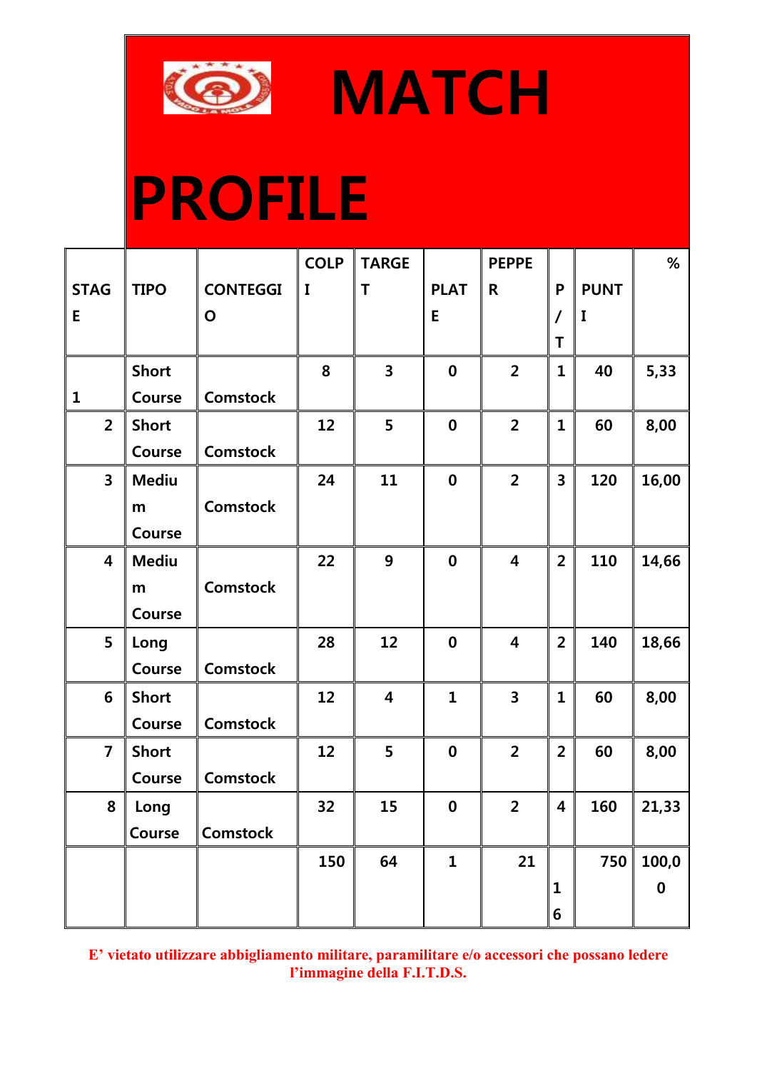# MATCH PROFILE

| STAGE | TIPO | CONTEGGIO | COLPI | TARGET | PLATE | PEPPER | P/T | PUNTI | % |
|---|---|---|---|---|---|---|---|---|---|
| 1 | Short Course | Comstock | 8 | 3 | 0 | 2 | 1 | 40 | 5,33 |
| 2 | Short Course | Comstock | 12 | 5 | 0 | 2 | 1 | 60 | 8,00 |
| 3 | Medium Course | Comstock | 24 | 11 | 0 | 2 | 3 | 120 | 16,00 |
| 4 | Medium Course | Comstock | 22 | 9 | 0 | 4 | 2 | 110 | 14,66 |
| 5 | Long Course | Comstock | 28 | 12 | 0 | 4 | 2 | 140 | 18,66 |
| 6 | Short Course | Comstock | 12 | 4 | 1 | 3 | 1 | 60 | 8,00 |
| 7 | Short Course | Comstock | 12 | 5 | 0 | 2 | 2 | 60 | 8,00 |
| 8 | Long Course | Comstock | 32 | 15 | 0 | 2 | 4 | 160 | 21,33 |
| | | | 150 | 64 | 1 | 21 | 16 | 750 | 100,00 |

**E' vietato utilizzare abbigliamento militare, paramilitare e/o accessori che possano ledere l'immagine della F.I.T.D.S.**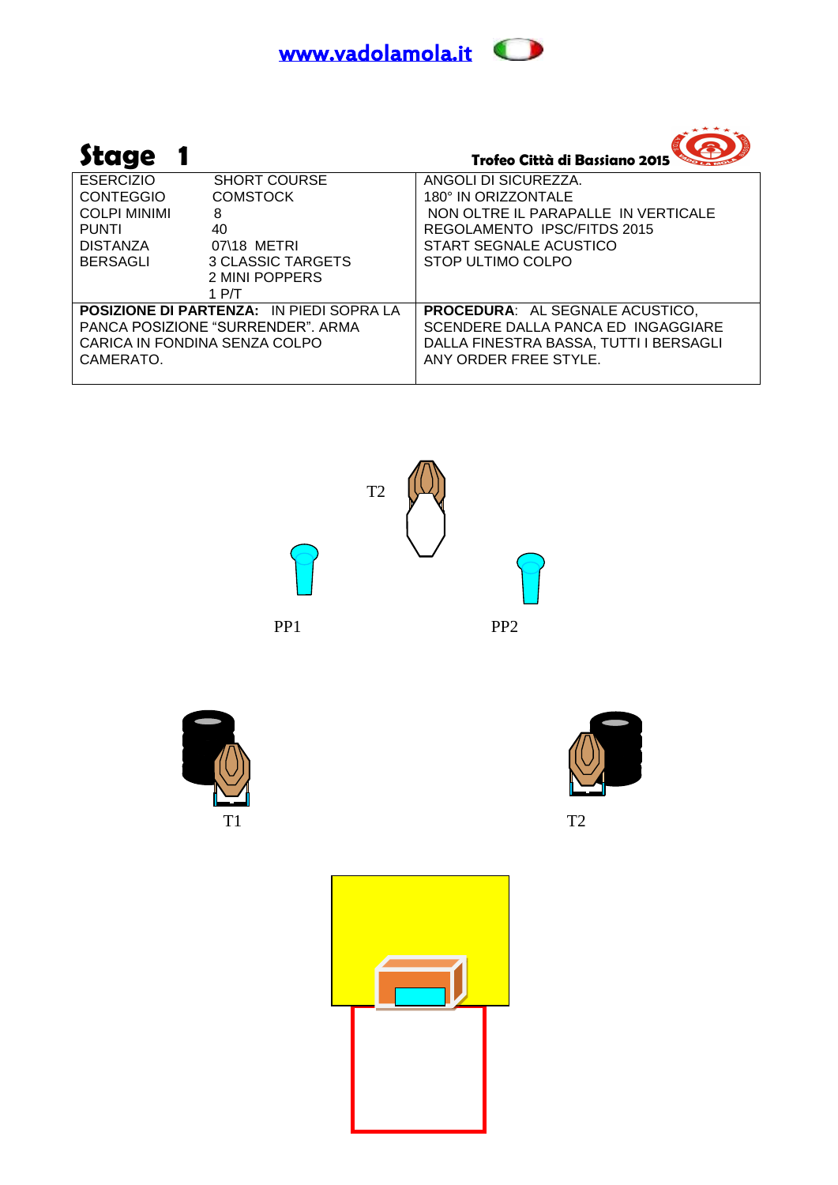www.vadolamola.it

# Stage 1

**Trofeo Città di Bassiano 2015**

| | |
|---|---|
| ESERCIZIO SHORT COURSE<br>CONTEGGIO COMSTOCK<br>COLPI MINIMI 8<br>PUNTI 40<br>DISTANZA 07\18 METRI<br>BERSAGLI 3 CLASSIC TARGETS<br>2 MINI POPPERS<br>1 P/T | ANGOLI DI SICUREZZA.<br>180° IN ORIZZONTALE<br>NON OLTRE IL PARAPALLE IN VERTICALE<br>REGOLAMENTO IPSC/FITDS 2015<br>START SEGNALE ACUSTICO<br>STOP ULTIMO COLPO |
| **POSIZIONE DI PARTENZA:** IN PIEDI SOPRA LA PANCA POSIZIONE "SURRENDER". ARMA CARICA IN FONDINA SENZA COLPO CAMERATO. | **PROCEDURA**: AL SEGNALE ACUSTICO, SCENDERE DALLA PANCA ED INGAGGIARE DALLA FINESTRA BASSA, TUTTI I BERSAGLI ANY ORDER FREE STYLE. |

T2

PP1 PP2

T1 T2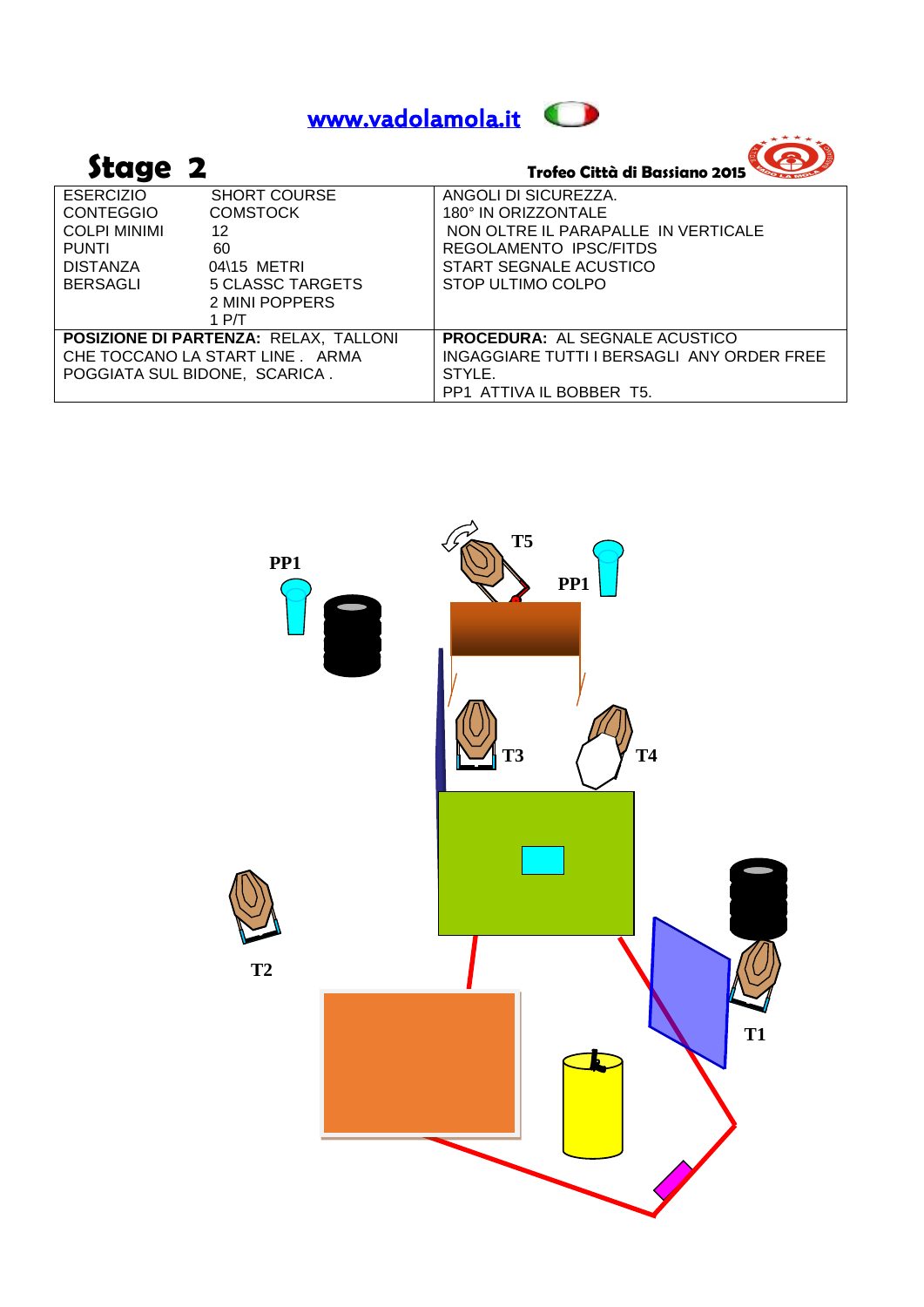www.vadolamola.it

# Stage 2

**Trofeo Città di Bassiano 2015**

| | |
|---|---|
| ESERCIZIO SHORT COURSE<br>CONTEGGIO COMSTOCK<br>COLPI MINIMI 12<br>PUNTI 60<br>DISTANZA 04\15 METRI<br>BERSAGLI 5 CLASSC TARGETS<br>2 MINI POPPERS<br>1 P/T | ANGOLI DI SICUREZZA.<br>180° IN ORIZZONTALE<br>NON OLTRE IL PARAPALLE IN VERTICALE<br>REGOLAMENTO IPSC/FITDS<br>START SEGNALE ACUSTICO<br>STOP ULTIMO COLPO |
| **POSIZIONE DI PARTENZA:** RELAX, TALLONI CHE TOCCANO LA START LINE . ARMA POGGIATA SUL BIDONE, SCARICA . | **PROCEDURA:** AL SEGNALE ACUSTICO INGAGGIARE TUTTI I BERSAGLI ANY ORDER FREE STYLE.<br>PP1 ATTIVA IL BOBBER T5. |

PP1 T5 PP1 T3 T4 T2 T1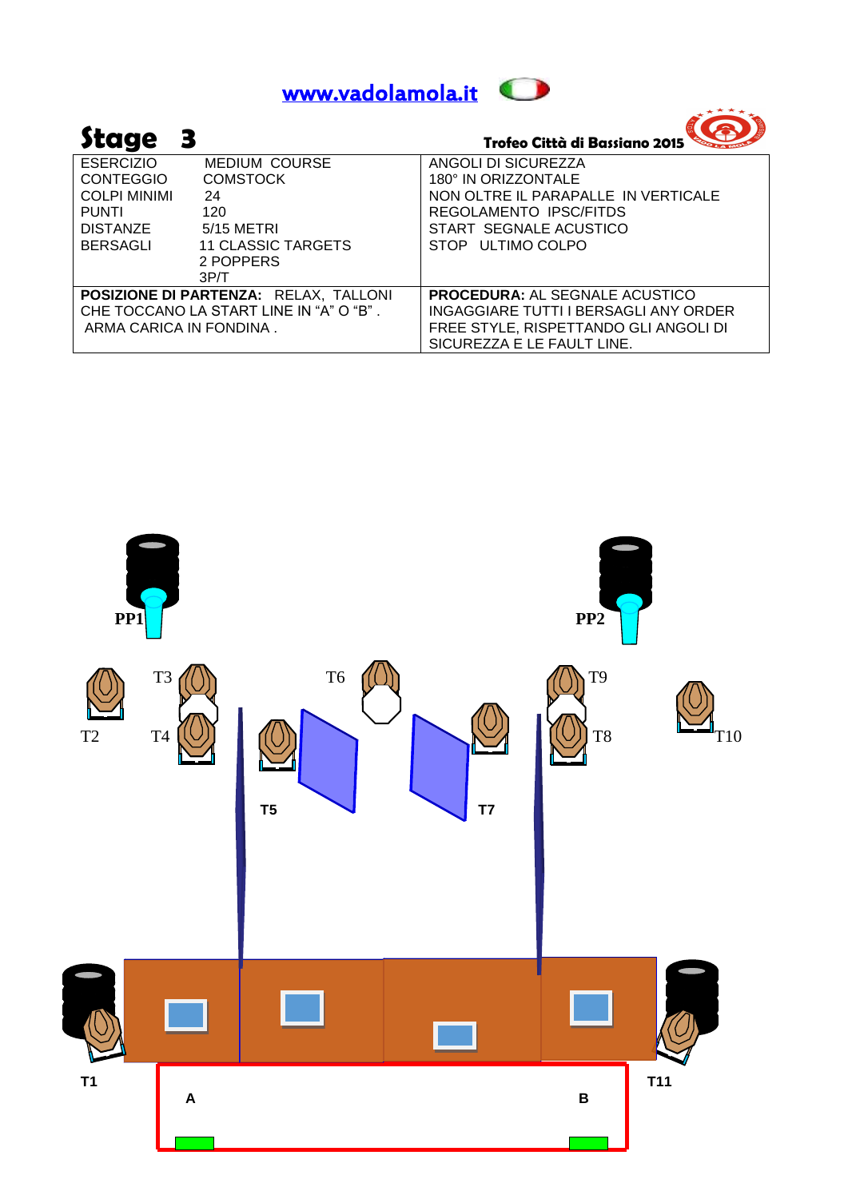www.vadolamola.it

# Stage 3

**Trofeo Città di Bassiano 2015**

| | |
|---|---|
| ESERCIZIO MEDIUM COURSE<br>CONTEGGIO COMSTOCK<br>COLPI MINIMI 24<br>PUNTI 120<br>DISTANZE 5/15 METRI<br>BERSAGLI 11 CLASSIC TARGETS<br>2 POPPERS<br>3P/T | ANGOLI DI SICUREZZA<br>180° IN ORIZZONTALE<br>NON OLTRE IL PARAPALLE IN VERTICALE<br>REGOLAMENTO IPSC/FITDS<br>START SEGNALE ACUSTICO<br>STOP ULTIMO COLPO |
| **POSIZIONE DI PARTENZA:** RELAX, TALLONI CHE TOCCANO LA START LINE IN "A" O "B" .<br>ARMA CARICA IN FONDINA . | **PROCEDURA:** AL SEGNALE ACUSTICO INGAGGIARE TUTTI I BERSAGLI ANY ORDER FREE STYLE, RISPETTANDO GLI ANGOLI DI SICUREZZA E LE FAULT LINE. |

PP1 PP2
T2 T3 T4 T5 T6 T7 T8 T9 T10
T1 A B T11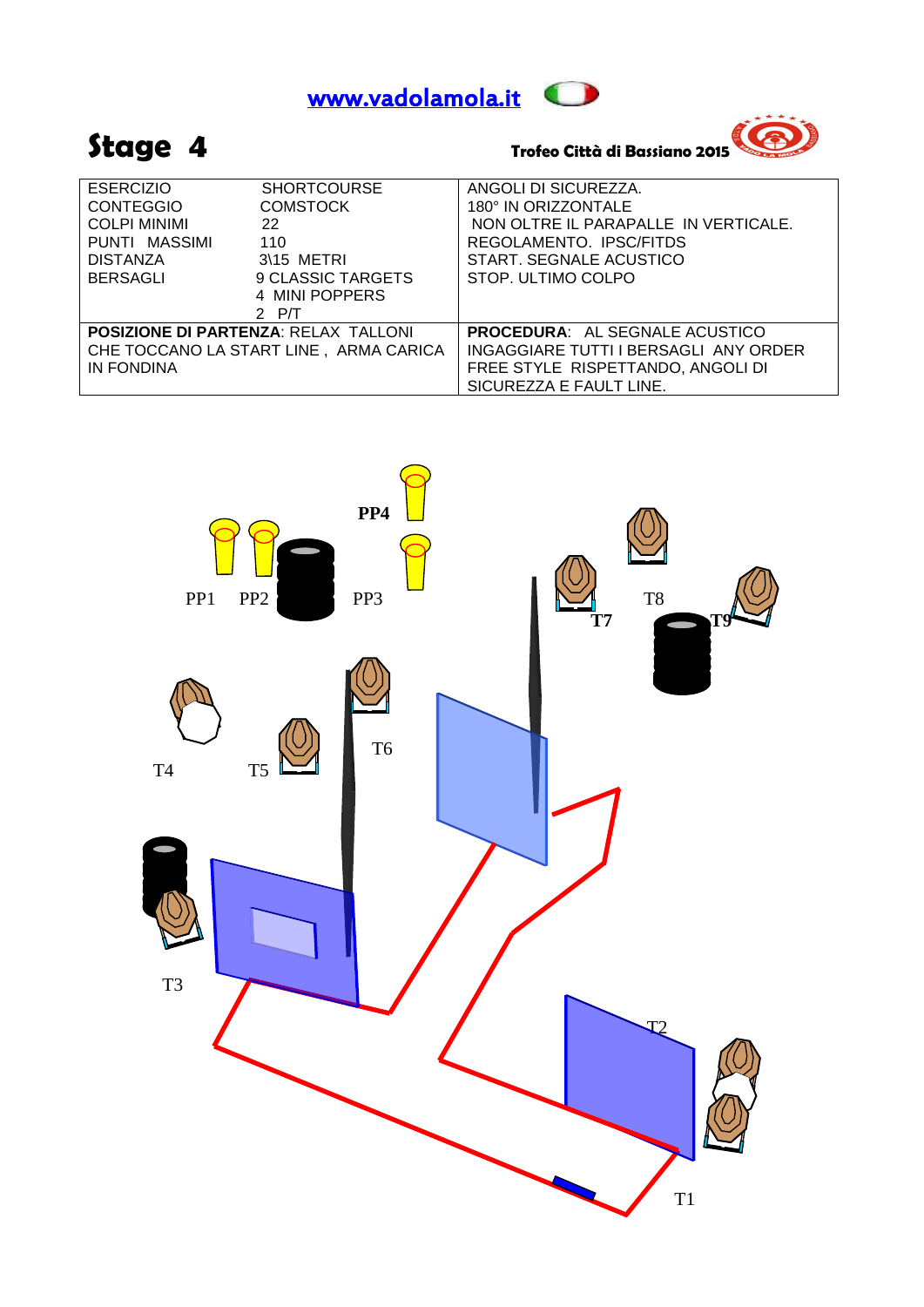www.vadolamola.it

# Stage 4

**Trofeo Città di Bassiano 2015**

| | | |
|---|---|---|
| ESERCIZIO | SHORTCOURSE | ANGOLI DI SICUREZZA. |
| CONTEGGIO | COMSTOCK | 180° IN ORIZZONTALE |
| COLPI MINIMI | 22 | NON OLTRE IL PARAPALLE IN VERTICALE. |
| PUNTI MASSIMI | 110 | REGOLAMENTO. IPSC/FITDS |
| DISTANZA | 3\15 METRI | START. SEGNALE ACUSTICO |
| BERSAGLI | 9 CLASSIC TARGETS<br>4 MINI POPPERS<br>2 P/T | STOP. ULTIMO COLPO |

| | |
|---|---|
| **POSIZIONE DI PARTENZA**: RELAX TALLONI CHE TOCCANO LA START LINE , ARMA CARICA IN FONDINA | **PROCEDURA**: AL SEGNALE ACUSTICO INGAGGIARE TUTTI I BERSAGLI ANY ORDER FREE STYLE RISPETTANDO, ANGOLI DI SICUREZZA E FAULT LINE. |

PP4

PP1 PP2 PP3

T7 T8 T9

T4 T5 T6

T3

T2

T1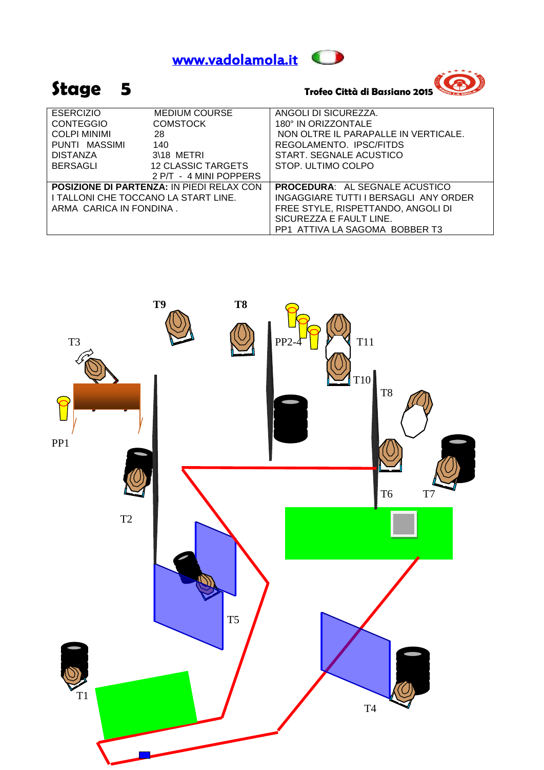www.vadolamola.it

# Stage 5

**Trofeo Città di Bassiano 2015**

| | | |
|---|---|---|
| ESERCIZIO | MEDIUM COURSE | ANGOLI DI SICUREZZA. |
| CONTEGGIO | COMSTOCK | 180° IN ORIZZONTALE |
| COLPI MINIMI | 28 | NON OLTRE IL PARAPALLE IN VERTICALE. |
| PUNTI MASSIMI | 140 | REGOLAMENTO. IPSC/FITDS |
| DISTANZA | 3\18 METRI | START. SEGNALE ACUSTICO |
| BERSAGLI | 12 CLASSIC TARGETS<br>2 P/T - 4 MINI POPPERS | STOP. ULTIMO COLPO |
| **POSIZIONE DI PARTENZA:** IN PIEDI RELAX CON I TALLONI CHE TOCCANO LA START LINE.<br>ARMA CARICA IN FONDINA . | | **PROCEDURA**: AL SEGNALE ACUSTICO INGAGGIARE TUTTI I BERSAGLI ANY ORDER FREE STYLE, RISPETTANDO, ANGOLI DI SICUREZZA E FAULT LINE.<br>PP1 ATTIVA LA SAGOMA BOBBER T3 |

T9 T8 T3 PP2-4 T11 T10 T8 PP1 T6 T7 T2 T5 T1 T4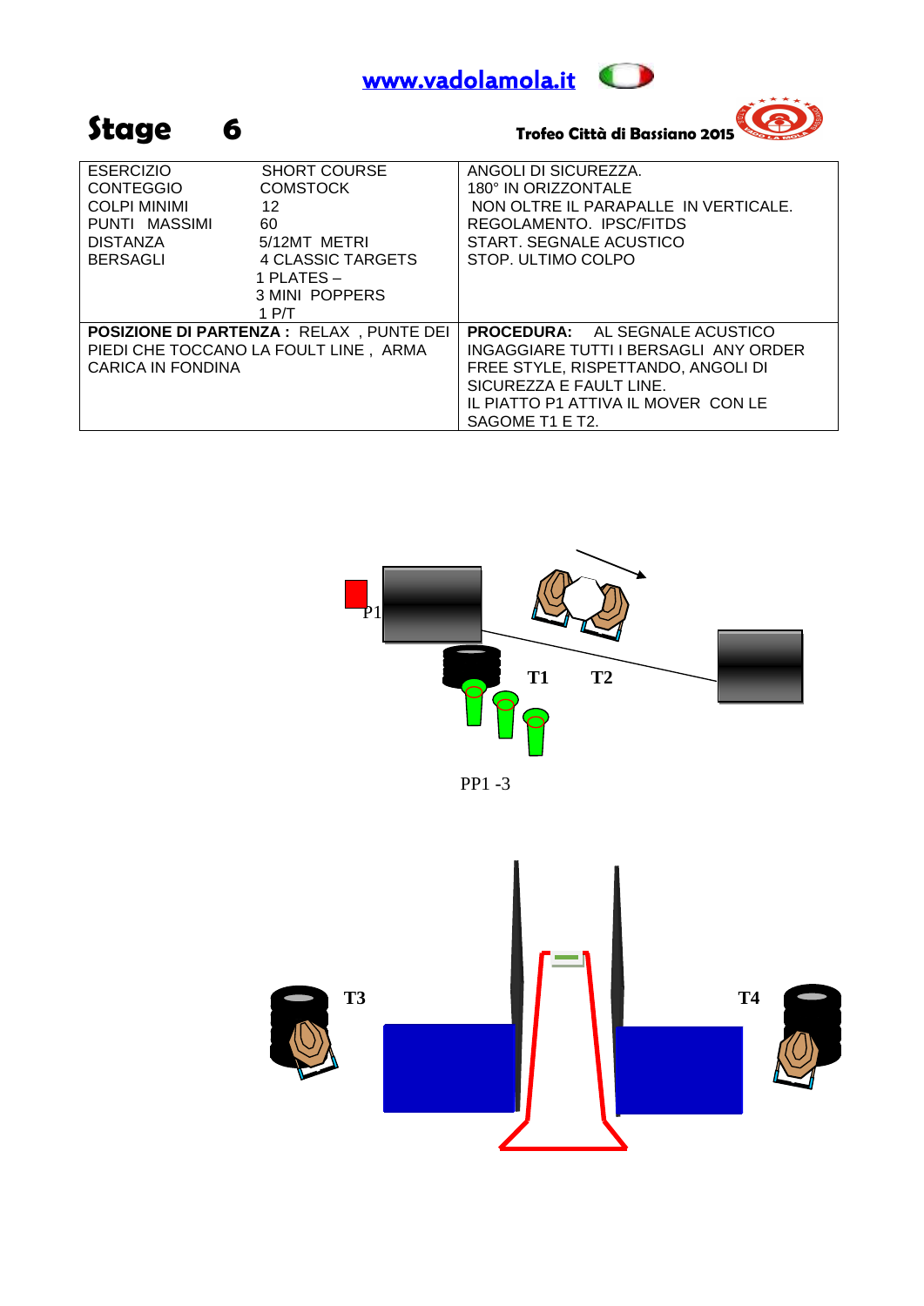www.vadolamola.it

# Stage 6

**Trofeo Città di Bassiano 2015**

| | |
|---|---|
| ESERCIZIO SHORT COURSE<br>CONTEGGIO COMSTOCK<br>COLPI MINIMI 12<br>PUNTI MASSIMI 60<br>DISTANZA 5/12MT METRI<br>BERSAGLI 4 CLASSIC TARGETS<br>1 PLATES –<br>3 MINI POPPERS<br>1 P/T | ANGOLI DI SICUREZZA.<br>180° IN ORIZZONTALE<br>NON OLTRE IL PARAPALLE IN VERTICALE.<br>REGOLAMENTO. IPSC/FITDS<br>START. SEGNALE ACUSTICO<br>STOP. ULTIMO COLPO |
| **POSIZIONE DI PARTENZA :** RELAX , PUNTE DEI PIEDI CHE TOCCANO LA FOULT LINE , ARMA CARICA IN FONDINA | **PROCEDURA:** AL SEGNALE ACUSTICO INGAGGIARE TUTTI I BERSAGLI ANY ORDER FREE STYLE, RISPETTANDO, ANGOLI DI SICUREZZA E FAULT LINE.<br>IL PIATTO P1 ATTIVA IL MOVER CON LE SAGOME T1 E T2. |

P1

T1 T2

PP1 -3

T3 T4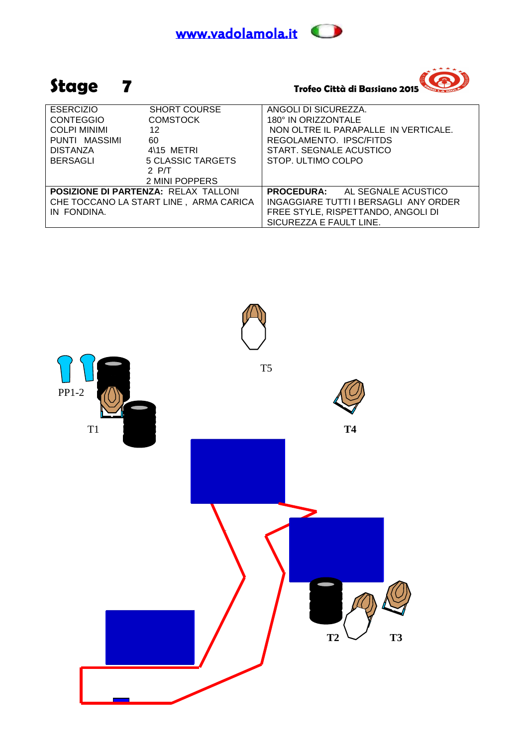www.vadolamola.it

# Stage 7

**Trofeo Città di Bassiano 2015**

| ESERCIZIO | SHORT COURSE | ANGOLI DI SICUREZZA. |
|---|---|---|
| CONTEGGIO | COMSTOCK | 180° IN ORIZZONTALE |
| COLPI MINIMI | 12 | NON OLTRE IL PARAPALLE IN VERTICALE. |
| PUNTI MASSIMI | 60 | REGOLAMENTO. IPSC/FITDS |
| DISTANZA | 4\15 METRI | START. SEGNALE ACUSTICO |
| BERSAGLI | 5 CLASSIC TARGETS<br>2 P/T<br>2 MINI POPPERS | STOP. ULTIMO COLPO |
| **POSIZIONE DI PARTENZA:** RELAX TALLONI CHE TOCCANO LA START LINE , ARMA CARICA IN FONDINA. | | **PROCEDURA:** AL SEGNALE ACUSTICO INGAGGIARE TUTTI I BERSAGLI ANY ORDER FREE STYLE, RISPETTANDO, ANGOLI DI SICUREZZA E FAULT LINE. |

T5

PP1-2

T1

T4

T2

T3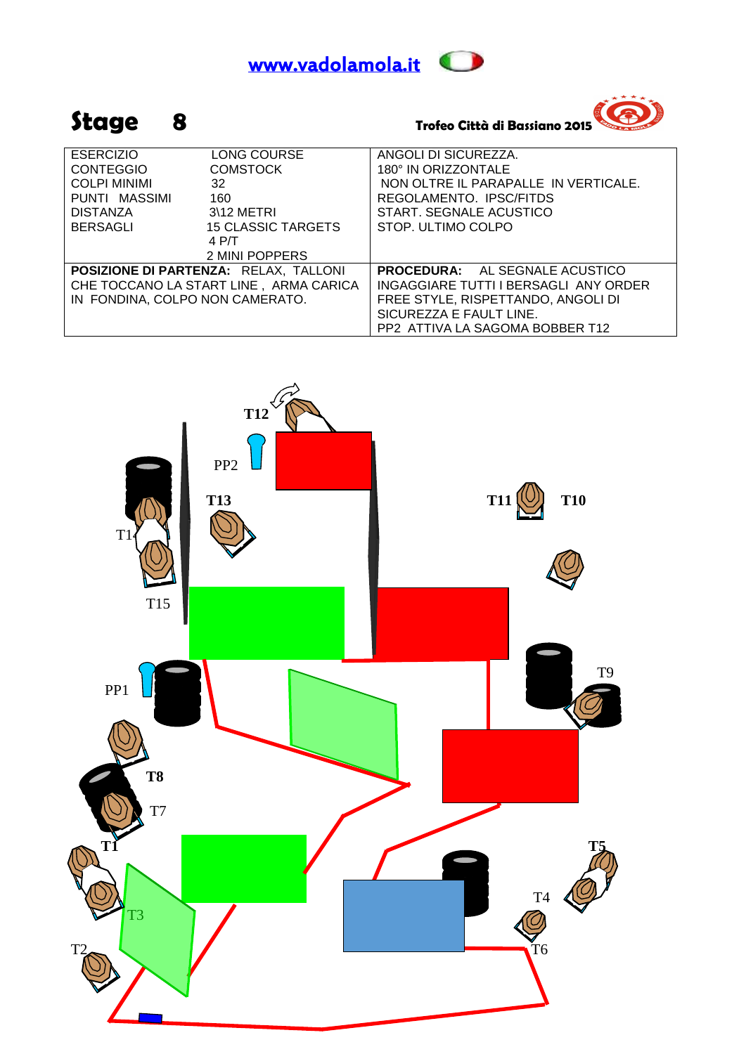www.vadolamola.it

# Stage 8

**Trofeo Città di Bassiano 2015**

| | |
|---|---|
| ESERCIZIO: LONG COURSE<br>CONTEGGIO: COMSTOCK<br>COLPI MINIMI: 32<br>PUNTI MASSIMI: 160<br>DISTANZA: 3\12 METRI<br>BERSAGLI: 15 CLASSIC TARGETS, 4 P/T, 2 MINI POPPERS | ANGOLI DI SICUREZZA.<br>180° IN ORIZZONTALE<br>NON OLTRE IL PARAPALLE IN VERTICALE.<br>REGOLAMENTO. IPSC/FITDS<br>START. SEGNALE ACUSTICO<br>STOP. ULTIMO COLPO |
| **POSIZIONE DI PARTENZA:** RELAX, TALLONI CHE TOCCANO LA START LINE , ARMA CARICA IN FONDINA, COLPO NON CAMERATO. | **PROCEDURA:** AL SEGNALE ACUSTICO INGAGGIARE TUTTI I BERSAGLI ANY ORDER FREE STYLE, RISPETTANDO, ANGOLI DI SICUREZZA E FAULT LINE.<br>PP2 ATTIVA LA SAGOMA BOBBER T12 |

T12
PP2
T13
T11
T10
T14
T15
T9
PP1
T8
T7
T1
T5
T4
T3
T2
T6